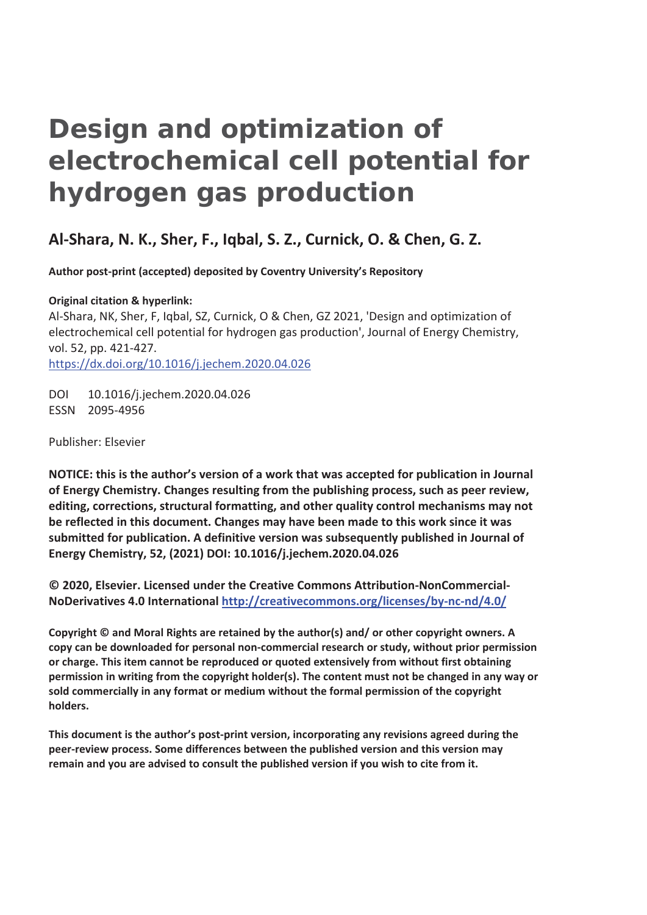# Design and optimization of electrochemical cell potential for hydrogen gas production

## Al-Shara, N. K., Sher, F., Iqbal, S. Z., Curnick, O. & Chen, G. Z.

**Author post-print (accepted) deposited by Coventry University's Repository**

**Original citation & hyperlink:**

Al-Shara, NK, Sher, F, Iqbal, SZ, Curnick, O & Chen, GZ 2021, 'Design and optimization of electrochemical cell potential for hydrogen gas production', Journal of Energy Chemistry, vol. 52, pp. 421-427.

https://dx.doi.org/10.1016/j.jechem.2020.04.026

DOI 10.1016/j.jechem.2020.04.026

ESSN 2095-4956

Publisher: Elsevier

**NOTICE: this is the author's version of a work that was accepted for publication in Journal of Energy Chemistry. Changes resulting from the publishing process, such as peer review, editing, corrections, structural formatting, and other quality control mechanisms may not be reflected in this document. Changes may have been made to this work since it was submitted for publication. A definitive version was subsequently published in Journal of Energy Chemistry, 52, (2021) DOI: 10.1016/j.jechem.2020.04.026**

**© 2020, Elsevier. Licensed under the Creative Commons Attribution-NonCommercial-NoDerivatives 4.0 International http://creativecommons.org/licenses/by-nc-nd/4.0/**

**Copyright © and Moral Rights are retained by the author(s) and/ or other copyright owners. A copy can be downloaded for personal non-commercial research or study, without prior permission or charge. This item cannot be reproduced or quoted extensively from without first obtaining permission in writing from the copyright holder(s). The content must not be changed in any way or sold commercially in any format or medium without the formal permission of the copyright holders.**

**This document is the author's post-print version, incorporating any revisions agreed during the peer-review process. Some differences between the published version and this version may remain and you are advised to consult the published version if you wish to cite from it.**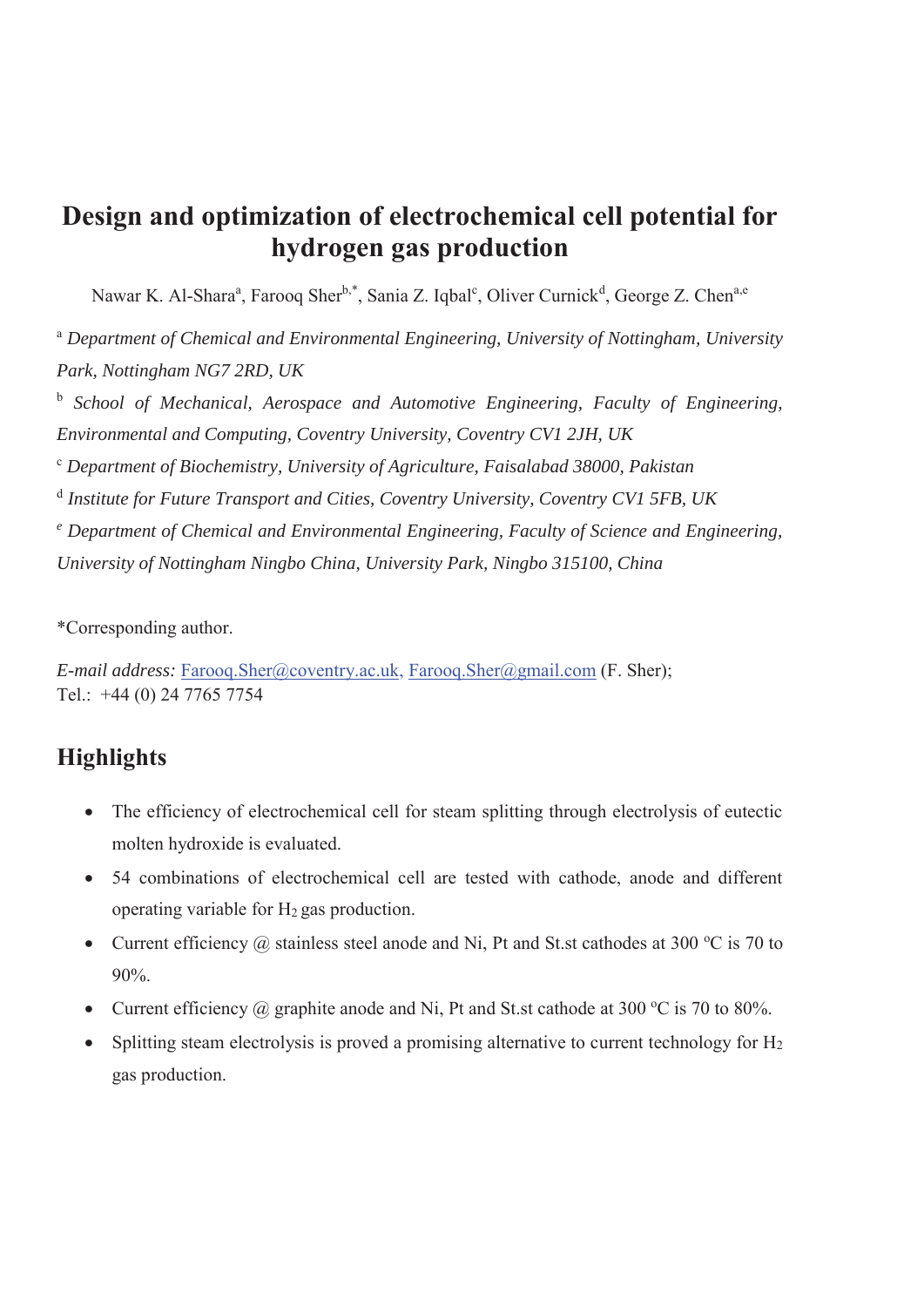# Design and optimization of electrochemical cell potential for hydrogen gas production

Nawar K. Al-Shara[a], Farooq Sher[b,*], Sania Z. Iqbal[c], Oliver Curnick[d], George Z. Chen[a,e]

[a] *Department of Chemical and Environmental Engineering, University of Nottingham, University Park, Nottingham NG7 2RD, UK*

[b] *School of Mechanical, Aerospace and Automotive Engineering, Faculty of Engineering, Environmental and Computing, Coventry University, Coventry CV1 2JH, UK*

[c] *Department of Biochemistry, University of Agriculture, Faisalabad 38000, Pakistan*

[d] *Institute for Future Transport and Cities, Coventry University, Coventry CV1 5FB, UK*

[e] *Department of Chemical and Environmental Engineering, Faculty of Science and Engineering, University of Nottingham Ningbo China, University Park, Ningbo 315100, China*

*Corresponding author.

*E-mail address:* Farooq.Sher@coventry.ac.uk, Farooq.Sher@gmail.com (F. Sher);
Tel.: +44 (0) 24 7765 7754

## Highlights

- The efficiency of electrochemical cell for steam splitting through electrolysis of eutectic molten hydroxide is evaluated.
- 54 combinations of electrochemical cell are tested with cathode, anode and different operating variable for $H_2$ gas production.
- Current efficiency @ stainless steel anode and Ni, Pt and St.st cathodes at 300 ºC is 70 to 90%.
- Current efficiency @ graphite anode and Ni, Pt and St.st cathode at 300 ºC is 70 to 80%.
- Splitting steam electrolysis is proved a promising alternative to current technology for $H_2$ gas production.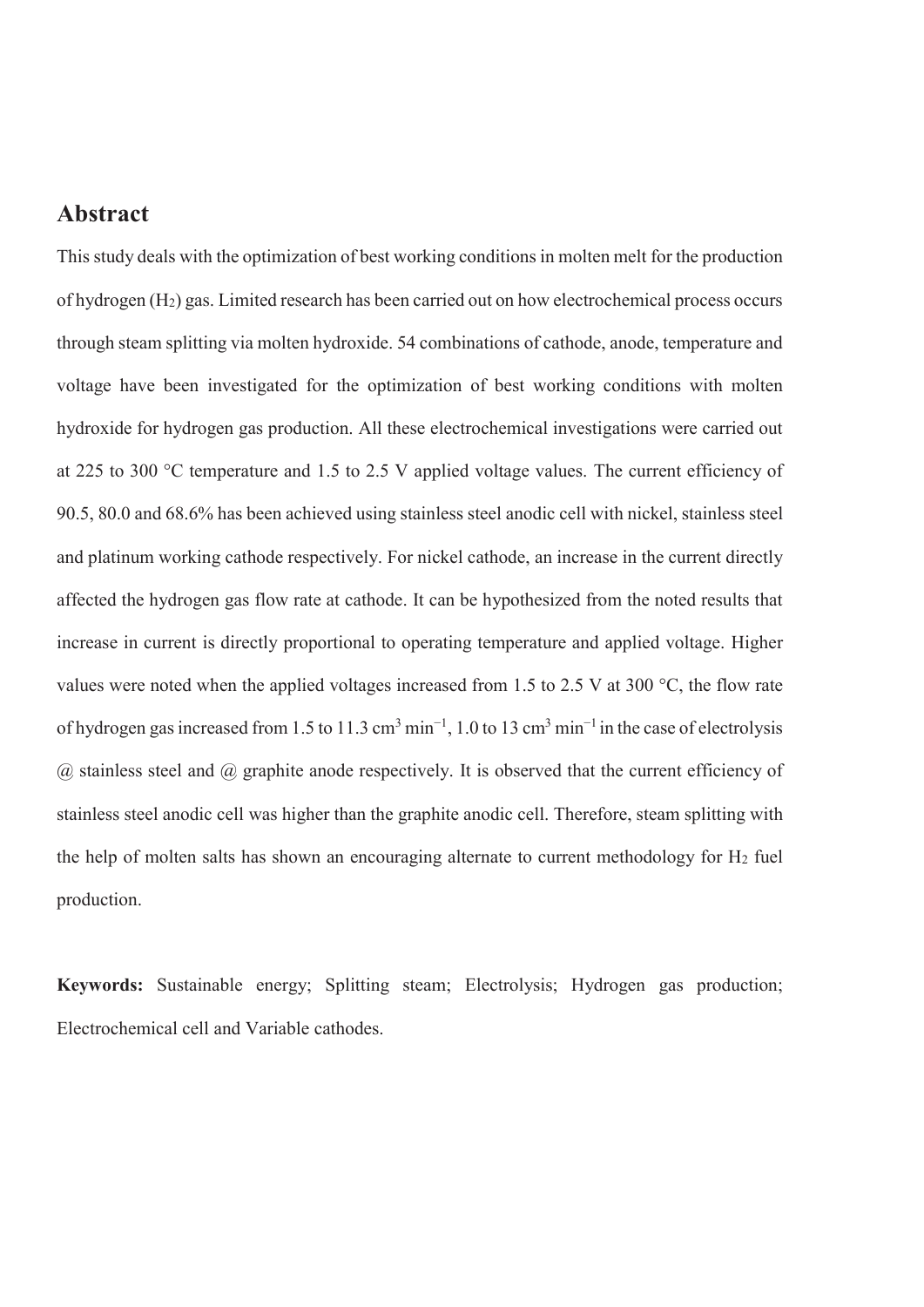## Abstract

This study deals with the optimization of best working conditions in molten melt for the production of hydrogen ($H_2$) gas. Limited research has been carried out on how electrochemical process occurs through steam splitting via molten hydroxide. 54 combinations of cathode, anode, temperature and voltage have been investigated for the optimization of best working conditions with molten hydroxide for hydrogen gas production. All these electrochemical investigations were carried out at 225 to 300 °C temperature and 1.5 to 2.5 V applied voltage values. The current efficiency of 90.5, 80.0 and 68.6% has been achieved using stainless steel anodic cell with nickel, stainless steel and platinum working cathode respectively. For nickel cathode, an increase in the current directly affected the hydrogen gas flow rate at cathode. It can be hypothesized from the noted results that increase in current is directly proportional to operating temperature and applied voltage. Higher values were noted when the applied voltages increased from 1.5 to 2.5 V at 300 °C, the flow rate of hydrogen gas increased from 1.5 to 11.3 $cm^3\ min^{-1}$, 1.0 to 13 $cm^3\ min^{-1}$ in the case of electrolysis @ stainless steel and @ graphite anode respectively. It is observed that the current efficiency of stainless steel anodic cell was higher than the graphite anodic cell. Therefore, steam splitting with the help of molten salts has shown an encouraging alternate to current methodology for $H_2$ fuel production.

**Keywords:** Sustainable energy; Splitting steam; Electrolysis; Hydrogen gas production; Electrochemical cell and Variable cathodes.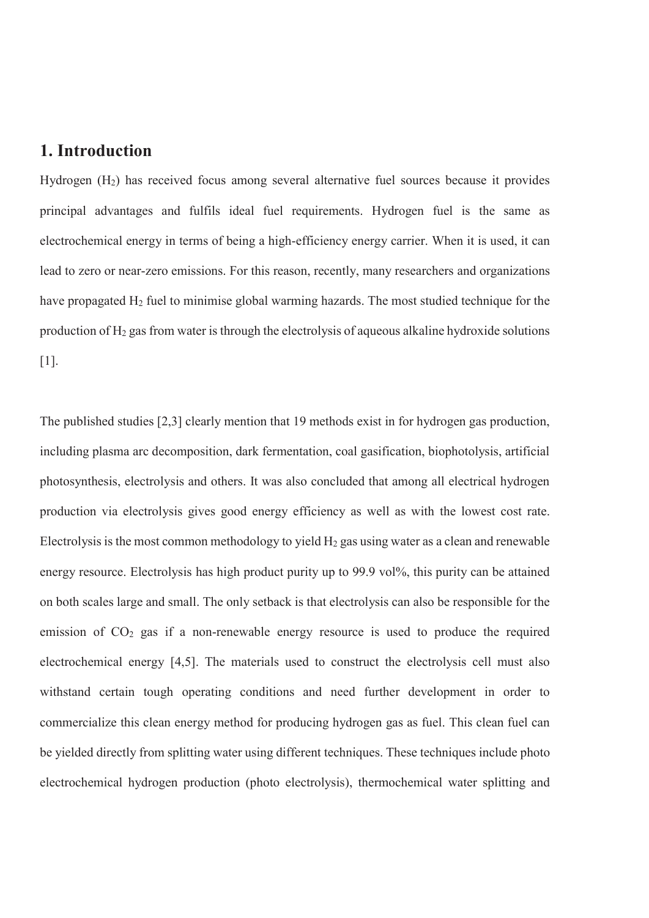## 1. Introduction

Hydrogen ($H_2$) has received focus among several alternative fuel sources because it provides principal advantages and fulfils ideal fuel requirements. Hydrogen fuel is the same as electrochemical energy in terms of being a high-efficiency energy carrier. When it is used, it can lead to zero or near-zero emissions. For this reason, recently, many researchers and organizations have propagated $H_2$ fuel to minimise global warming hazards. The most studied technique for the production of $H_2$ gas from water is through the electrolysis of aqueous alkaline hydroxide solutions [1].

The published studies [2,3] clearly mention that 19 methods exist in for hydrogen gas production, including plasma arc decomposition, dark fermentation, coal gasification, biophotolysis, artificial photosynthesis, electrolysis and others. It was also concluded that among all electrical hydrogen production via electrolysis gives good energy efficiency as well as with the lowest cost rate. Electrolysis is the most common methodology to yield $H_2$ gas using water as a clean and renewable energy resource. Electrolysis has high product purity up to 99.9 vol%, this purity can be attained on both scales large and small. The only setback is that electrolysis can also be responsible for the emission of $CO_2$ gas if a non-renewable energy resource is used to produce the required electrochemical energy [4,5]. The materials used to construct the electrolysis cell must also withstand certain tough operating conditions and need further development in order to commercialize this clean energy method for producing hydrogen gas as fuel. This clean fuel can be yielded directly from splitting water using different techniques. These techniques include photo electrochemical hydrogen production (photo electrolysis), thermochemical water splitting and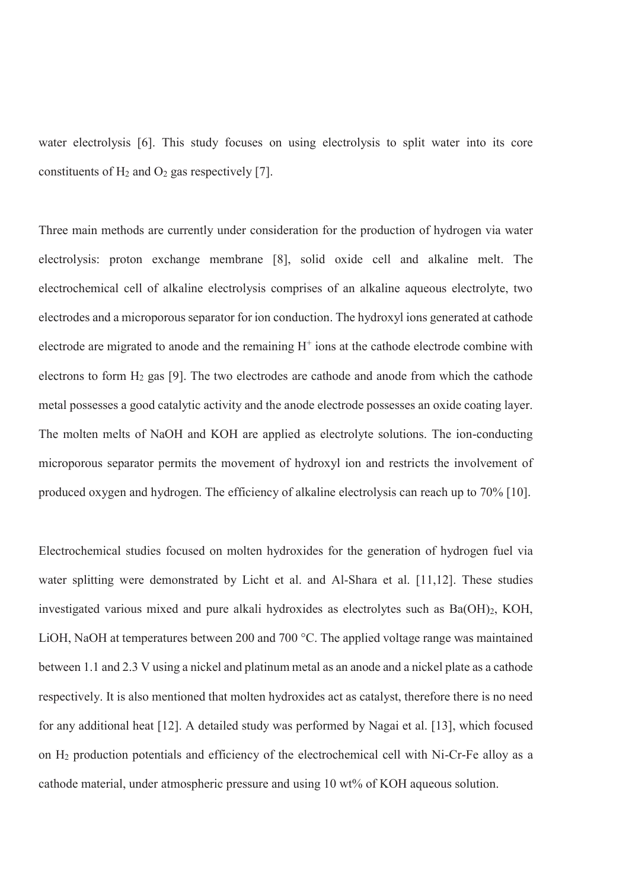water electrolysis [6]. This study focuses on using electrolysis to split water into its core constituents of $H_2$ and $O_2$ gas respectively [7].

Three main methods are currently under consideration for the production of hydrogen via water electrolysis: proton exchange membrane [8], solid oxide cell and alkaline melt. The electrochemical cell of alkaline electrolysis comprises of an alkaline aqueous electrolyte, two electrodes and a microporous separator for ion conduction. The hydroxyl ions generated at cathode electrode are migrated to anode and the remaining $H^+$ ions at the cathode electrode combine with electrons to form $H_2$ gas [9]. The two electrodes are cathode and anode from which the cathode metal possesses a good catalytic activity and the anode electrode possesses an oxide coating layer. The molten melts of NaOH and KOH are applied as electrolyte solutions. The ion-conducting microporous separator permits the movement of hydroxyl ion and restricts the involvement of produced oxygen and hydrogen. The efficiency of alkaline electrolysis can reach up to 70% [10].

Electrochemical studies focused on molten hydroxides for the generation of hydrogen fuel via water splitting were demonstrated by Licht et al. and Al-Shara et al. [11,12]. These studies investigated various mixed and pure alkali hydroxides as electrolytes such as $Ba(OH)_2$, KOH, LiOH, NaOH at temperatures between 200 and 700 °C. The applied voltage range was maintained between 1.1 and 2.3 V using a nickel and platinum metal as an anode and a nickel plate as a cathode respectively. It is also mentioned that molten hydroxides act as catalyst, therefore there is no need for any additional heat [12]. A detailed study was performed by Nagai et al. [13], which focused on $H_2$ production potentials and efficiency of the electrochemical cell with Ni-Cr-Fe alloy as a cathode material, under atmospheric pressure and using 10 wt% of KOH aqueous solution.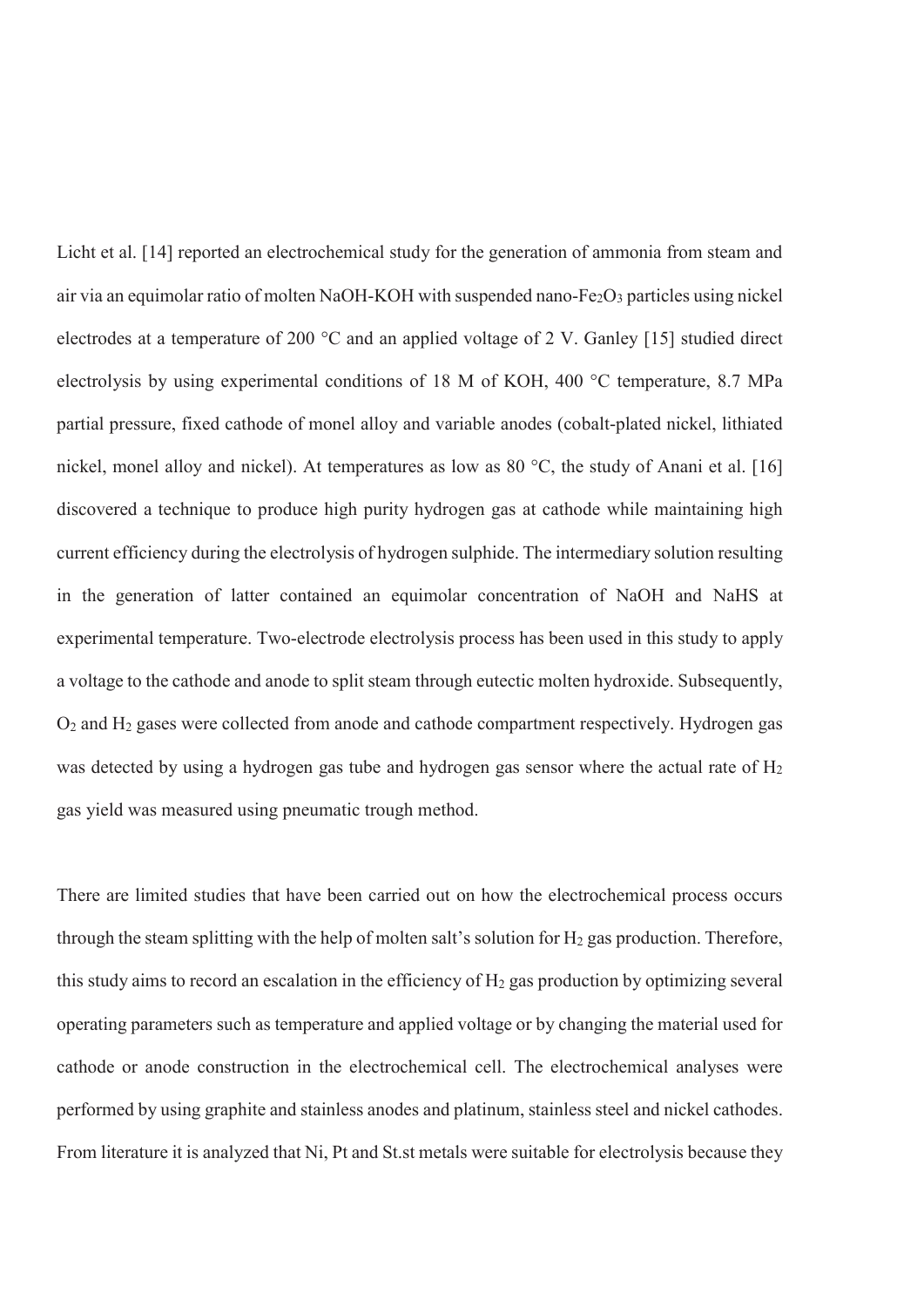Licht et al. [14] reported an electrochemical study for the generation of ammonia from steam and air via an equimolar ratio of molten NaOH-KOH with suspended nano-$Fe_2O_3$ particles using nickel electrodes at a temperature of 200 °C and an applied voltage of 2 V. Ganley [15] studied direct electrolysis by using experimental conditions of 18 M of KOH, 400 °C temperature, 8.7 MPa partial pressure, fixed cathode of monel alloy and variable anodes (cobalt-plated nickel, lithiated nickel, monel alloy and nickel). At temperatures as low as 80 °C, the study of Anani et al. [16] discovered a technique to produce high purity hydrogen gas at cathode while maintaining high current efficiency during the electrolysis of hydrogen sulphide. The intermediary solution resulting in the generation of latter contained an equimolar concentration of NaOH and NaHS at experimental temperature. Two-electrode electrolysis process has been used in this study to apply a voltage to the cathode and anode to split steam through eutectic molten hydroxide. Subsequently, $O_2$ and $H_2$ gases were collected from anode and cathode compartment respectively. Hydrogen gas was detected by using a hydrogen gas tube and hydrogen gas sensor where the actual rate of $H_2$ gas yield was measured using pneumatic trough method.

There are limited studies that have been carried out on how the electrochemical process occurs through the steam splitting with the help of molten salt's solution for $H_2$ gas production. Therefore, this study aims to record an escalation in the efficiency of $H_2$ gas production by optimizing several operating parameters such as temperature and applied voltage or by changing the material used for cathode or anode construction in the electrochemical cell. The electrochemical analyses were performed by using graphite and stainless anodes and platinum, stainless steel and nickel cathodes. From literature it is analyzed that Ni, Pt and St.st metals were suitable for electrolysis because they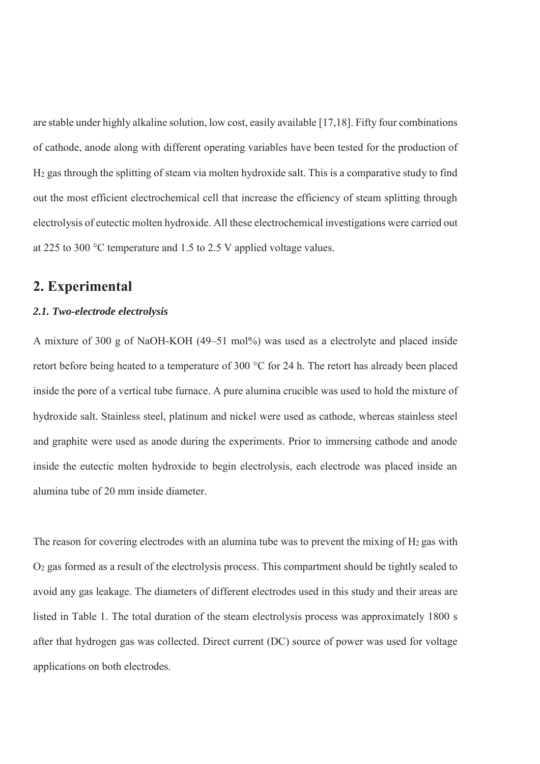are stable under highly alkaline solution, low cost, easily available [17,18]. Fifty four combinations of cathode, anode along with different operating variables have been tested for the production of $H_2$ gas through the splitting of steam via molten hydroxide salt. This is a comparative study to find out the most efficient electrochemical cell that increase the efficiency of steam splitting through electrolysis of eutectic molten hydroxide. All these electrochemical investigations were carried out at 225 to 300 °C temperature and 1.5 to 2.5 V applied voltage values.

## 2. Experimental

### *2.1. Two-electrode electrolysis*

A mixture of 300 g of NaOH-KOH (49–51 mol%) was used as a electrolyte and placed inside retort before being heated to a temperature of 300 °C for 24 h. The retort has already been placed inside the pore of a vertical tube furnace. A pure alumina crucible was used to hold the mixture of hydroxide salt. Stainless steel, platinum and nickel were used as cathode, whereas stainless steel and graphite were used as anode during the experiments. Prior to immersing cathode and anode inside the eutectic molten hydroxide to begin electrolysis, each electrode was placed inside an alumina tube of 20 mm inside diameter.

The reason for covering electrodes with an alumina tube was to prevent the mixing of $H_2$ gas with $O_2$ gas formed as a result of the electrolysis process. This compartment should be tightly sealed to avoid any gas leakage. The diameters of different electrodes used in this study and their areas are listed in Table 1. The total duration of the steam electrolysis process was approximately 1800 s after that hydrogen gas was collected. Direct current (DC) source of power was used for voltage applications on both electrodes.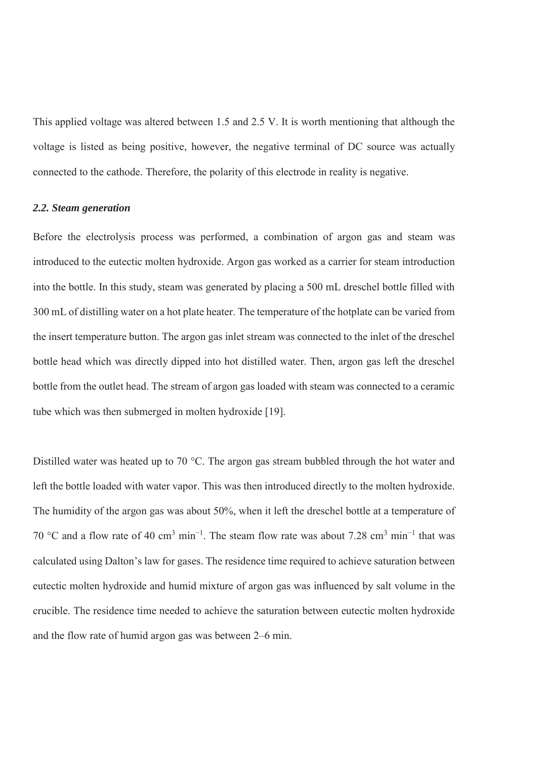This applied voltage was altered between 1.5 and 2.5 V. It is worth mentioning that although the voltage is listed as being positive, however, the negative terminal of DC source was actually connected to the cathode. Therefore, the polarity of this electrode in reality is negative.

### *2.2. Steam generation*

Before the electrolysis process was performed, a combination of argon gas and steam was introduced to the eutectic molten hydroxide. Argon gas worked as a carrier for steam introduction into the bottle. In this study, steam was generated by placing a 500 mL dreschel bottle filled with 300 mL of distilling water on a hot plate heater. The temperature of the hotplate can be varied from the insert temperature button. The argon gas inlet stream was connected to the inlet of the dreschel bottle head which was directly dipped into hot distilled water. Then, argon gas left the dreschel bottle from the outlet head. The stream of argon gas loaded with steam was connected to a ceramic tube which was then submerged in molten hydroxide [19].

Distilled water was heated up to 70 °C. The argon gas stream bubbled through the hot water and left the bottle loaded with water vapor. This was then introduced directly to the molten hydroxide. The humidity of the argon gas was about 50%, when it left the dreschel bottle at a temperature of 70 °C and a flow rate of 40 $cm^3$ $min^{-1}$. The steam flow rate was about 7.28 $cm^3$ $min^{-1}$ that was calculated using Dalton's law for gases. The residence time required to achieve saturation between eutectic molten hydroxide and humid mixture of argon gas was influenced by salt volume in the crucible. The residence time needed to achieve the saturation between eutectic molten hydroxide and the flow rate of humid argon gas was between 2–6 min.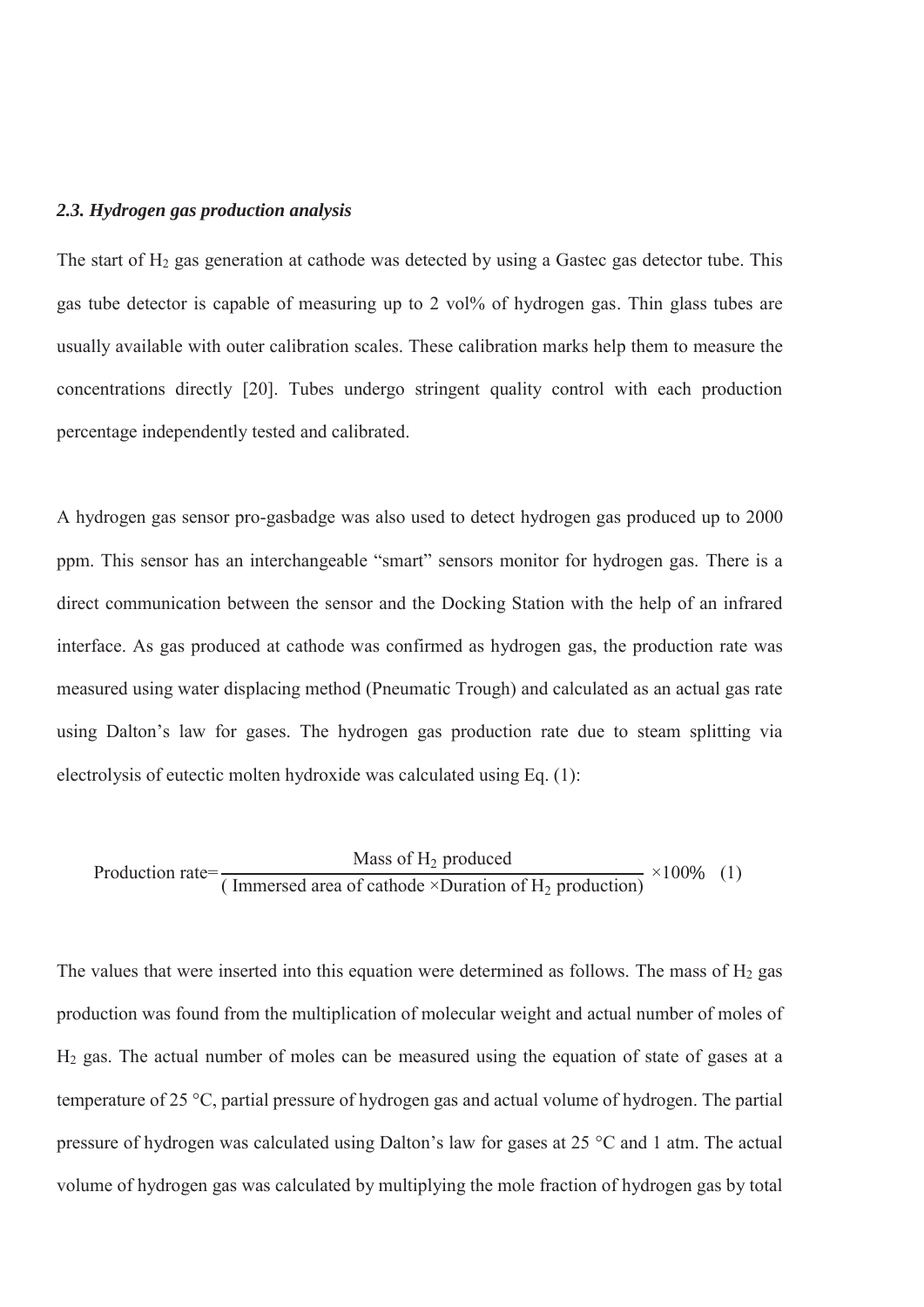### *2.3. Hydrogen gas production analysis*

The start of $H_2$ gas generation at cathode was detected by using a Gastec gas detector tube. This gas tube detector is capable of measuring up to 2 vol% of hydrogen gas. Thin glass tubes are usually available with outer calibration scales. These calibration marks help them to measure the concentrations directly [20]. Tubes undergo stringent quality control with each production percentage independently tested and calibrated.

A hydrogen gas sensor pro-gasbadge was also used to detect hydrogen gas produced up to 2000 ppm. This sensor has an interchangeable "smart" sensors monitor for hydrogen gas. There is a direct communication between the sensor and the Docking Station with the help of an infrared interface. As gas produced at cathode was confirmed as hydrogen gas, the production rate was measured using water displacing method (Pneumatic Trough) and calculated as an actual gas rate using Dalton's law for gases. The hydrogen gas production rate due to steam splitting via electrolysis of eutectic molten hydroxide was calculated using Eq. (1):

$$\text{Production rate}=\frac{\text{Mass of } H_2 \text{ produced}}{(\text{ Immersed area of cathode} \times \text{Duration of } H_2 \text{ production})} \times 100\% \quad (1)$$

The values that were inserted into this equation were determined as follows. The mass of $H_2$ gas production was found from the multiplication of molecular weight and actual number of moles of $H_2$ gas. The actual number of moles can be measured using the equation of state of gases at a temperature of 25 °C, partial pressure of hydrogen gas and actual volume of hydrogen. The partial pressure of hydrogen was calculated using Dalton's law for gases at 25 °C and 1 atm. The actual volume of hydrogen gas was calculated by multiplying the mole fraction of hydrogen gas by total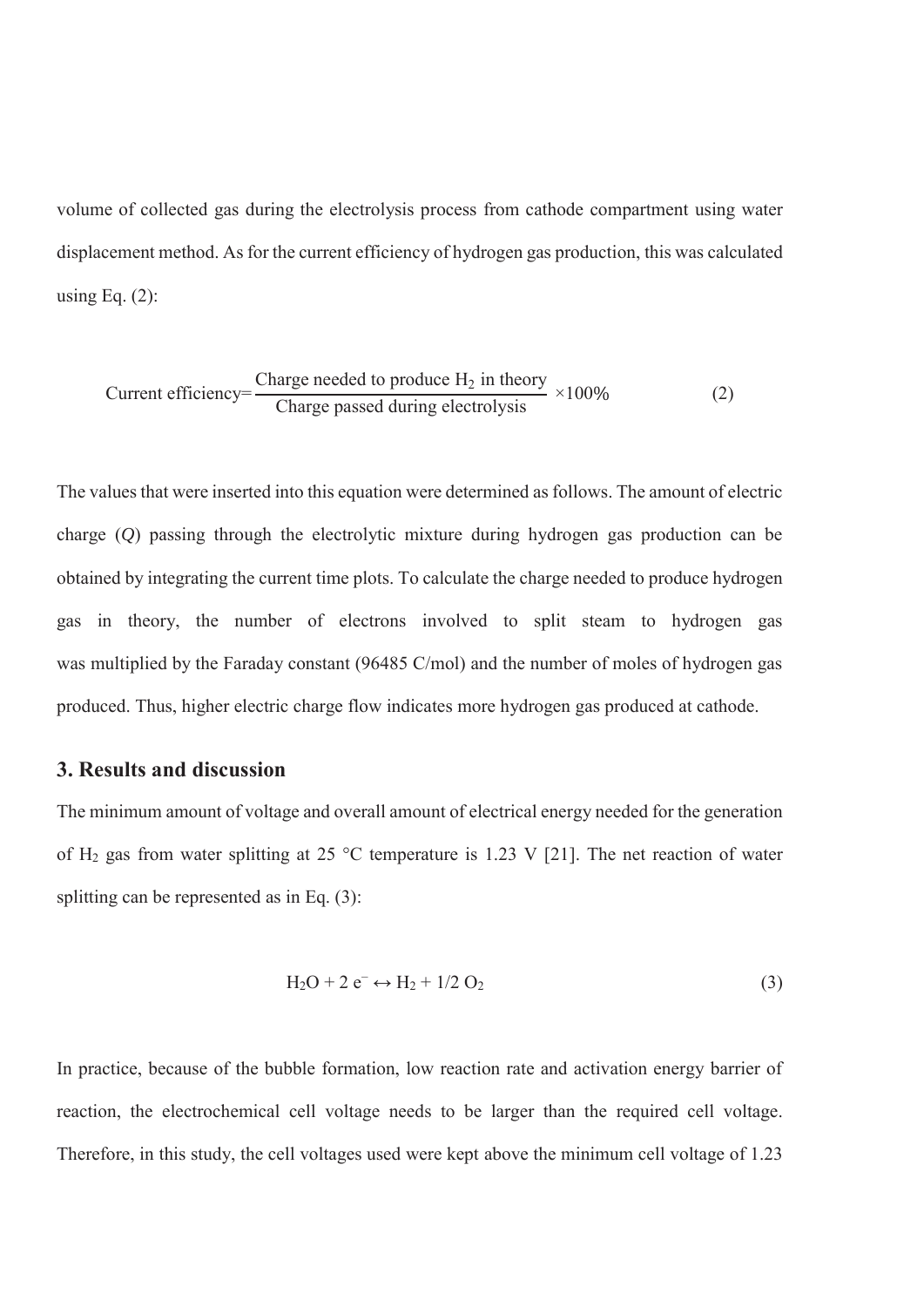volume of collected gas during the electrolysis process from cathode compartment using water displacement method. As for the current efficiency of hydrogen gas production, this was calculated using Eq. (2):

$$\text{Current efficiency} = \frac{\text{Charge needed to produce } H_2 \text{ in theory}}{\text{Charge passed during electrolysis}} \times 100\% \quad (2)$$

The values that were inserted into this equation were determined as follows. The amount of electric charge (*Q*) passing through the electrolytic mixture during hydrogen gas production can be obtained by integrating the current time plots. To calculate the charge needed to produce hydrogen gas in theory, the number of electrons involved to split steam to hydrogen gas was multiplied by the Faraday constant (96485 C/mol) and the number of moles of hydrogen gas produced. Thus, higher electric charge flow indicates more hydrogen gas produced at cathode.

## 3. Results and discussion

The minimum amount of voltage and overall amount of electrical energy needed for the generation of $H_2$ gas from water splitting at 25 °C temperature is 1.23 V [21]. The net reaction of water splitting can be represented as in Eq. (3):

$$H_2O + 2\,e^- \leftrightarrow H_2 + 1/2\,O_2 \quad (3)$$

In practice, because of the bubble formation, low reaction rate and activation energy barrier of reaction, the electrochemical cell voltage needs to be larger than the required cell voltage. Therefore, in this study, the cell voltages used were kept above the minimum cell voltage of 1.23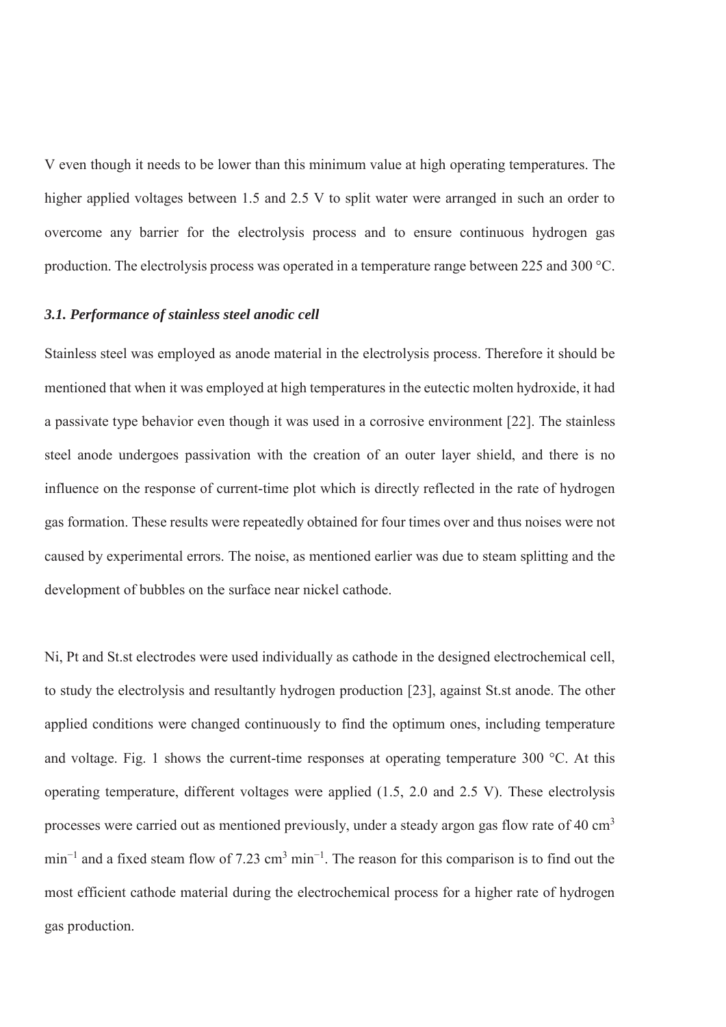V even though it needs to be lower than this minimum value at high operating temperatures. The higher applied voltages between 1.5 and 2.5 V to split water were arranged in such an order to overcome any barrier for the electrolysis process and to ensure continuous hydrogen gas production. The electrolysis process was operated in a temperature range between 225 and 300 °C.

### *3.1. Performance of stainless steel anodic cell*

Stainless steel was employed as anode material in the electrolysis process. Therefore it should be mentioned that when it was employed at high temperatures in the eutectic molten hydroxide, it had a passivate type behavior even though it was used in a corrosive environment [22]. The stainless steel anode undergoes passivation with the creation of an outer layer shield, and there is no influence on the response of current-time plot which is directly reflected in the rate of hydrogen gas formation. These results were repeatedly obtained for four times over and thus noises were not caused by experimental errors. The noise, as mentioned earlier was due to steam splitting and the development of bubbles on the surface near nickel cathode.

Ni, Pt and St.st electrodes were used individually as cathode in the designed electrochemical cell, to study the electrolysis and resultantly hydrogen production [23], against St.st anode. The other applied conditions were changed continuously to find the optimum ones, including temperature and voltage. Fig. 1 shows the current-time responses at operating temperature 300 °C. At this operating temperature, different voltages were applied (1.5, 2.0 and 2.5 V). These electrolysis processes were carried out as mentioned previously, under a steady argon gas flow rate of 40 $cm^3$ $min^{-1}$ and a fixed steam flow of 7.23 $cm^3$ $min^{-1}$. The reason for this comparison is to find out the most efficient cathode material during the electrochemical process for a higher rate of hydrogen gas production.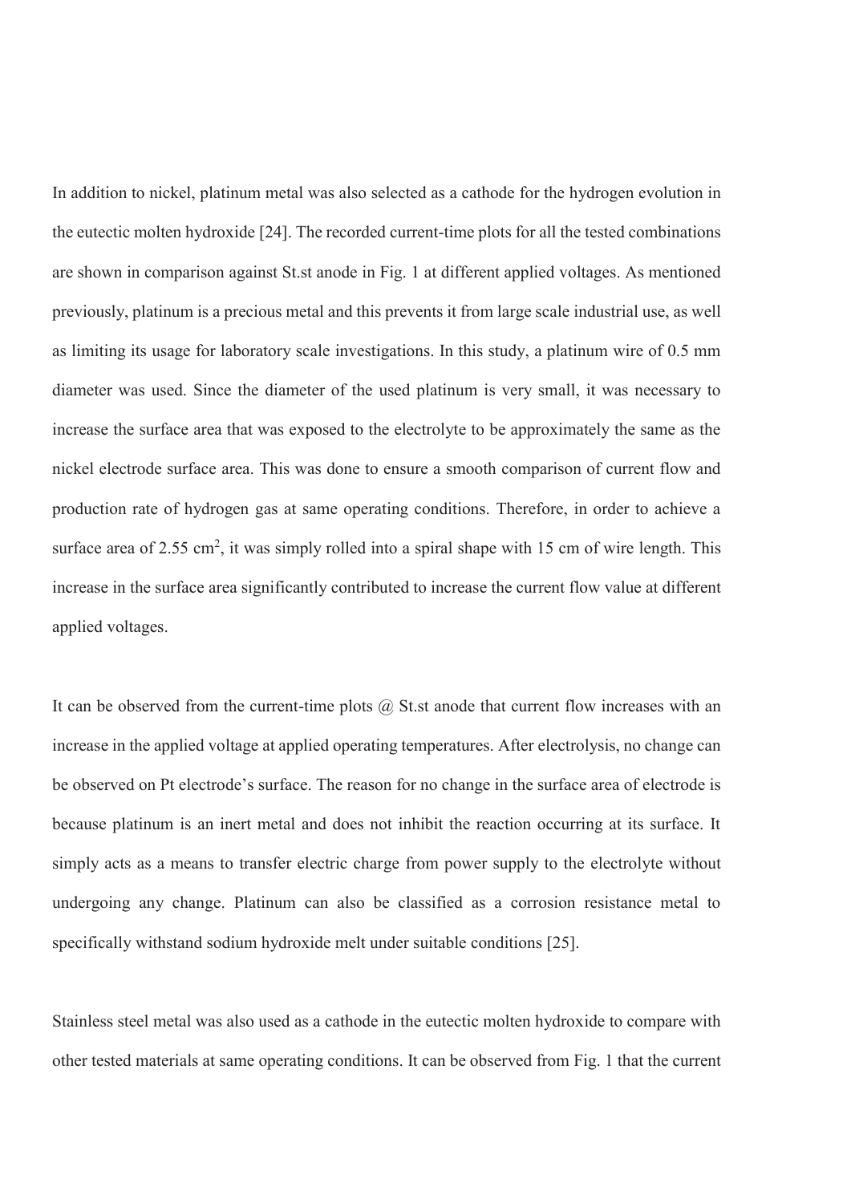In addition to nickel, platinum metal was also selected as a cathode for the hydrogen evolution in the eutectic molten hydroxide [24]. The recorded current-time plots for all the tested combinations are shown in comparison against St.st anode in Fig. 1 at different applied voltages. As mentioned previously, platinum is a precious metal and this prevents it from large scale industrial use, as well as limiting its usage for laboratory scale investigations. In this study, a platinum wire of 0.5 mm diameter was used. Since the diameter of the used platinum is very small, it was necessary to increase the surface area that was exposed to the electrolyte to be approximately the same as the nickel electrode surface area. This was done to ensure a smooth comparison of current flow and production rate of hydrogen gas at same operating conditions. Therefore, in order to achieve a surface area of 2.55 $cm^2$, it was simply rolled into a spiral shape with 15 cm of wire length. This increase in the surface area significantly contributed to increase the current flow value at different applied voltages.

It can be observed from the current-time plots @ St.st anode that current flow increases with an increase in the applied voltage at applied operating temperatures. After electrolysis, no change can be observed on Pt electrode's surface. The reason for no change in the surface area of electrode is because platinum is an inert metal and does not inhibit the reaction occurring at its surface. It simply acts as a means to transfer electric charge from power supply to the electrolyte without undergoing any change. Platinum can also be classified as a corrosion resistance metal to specifically withstand sodium hydroxide melt under suitable conditions [25].

Stainless steel metal was also used as a cathode in the eutectic molten hydroxide to compare with other tested materials at same operating conditions. It can be observed from Fig. 1 that the current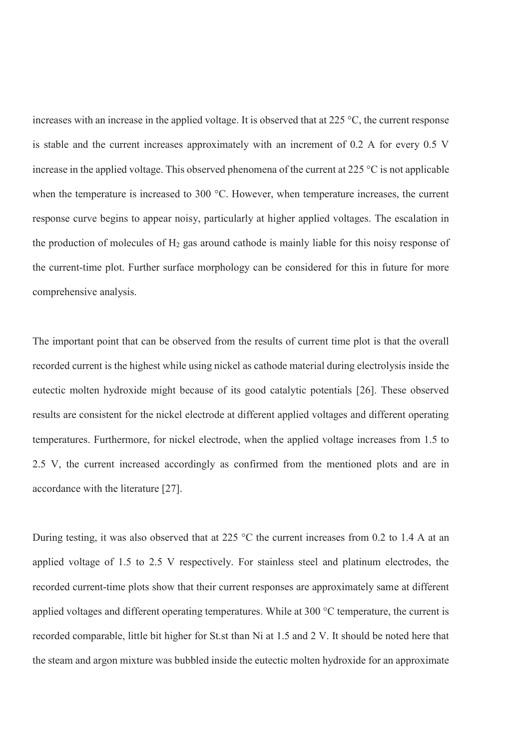increases with an increase in the applied voltage. It is observed that at 225 °C, the current response is stable and the current increases approximately with an increment of 0.2 A for every 0.5 V increase in the applied voltage. This observed phenomena of the current at 225 °C is not applicable when the temperature is increased to 300 °C. However, when temperature increases, the current response curve begins to appear noisy, particularly at higher applied voltages. The escalation in the production of molecules of $H_2$ gas around cathode is mainly liable for this noisy response of the current-time plot. Further surface morphology can be considered for this in future for more comprehensive analysis.

The important point that can be observed from the results of current time plot is that the overall recorded current is the highest while using nickel as cathode material during electrolysis inside the eutectic molten hydroxide might because of its good catalytic potentials [26]. These observed results are consistent for the nickel electrode at different applied voltages and different operating temperatures. Furthermore, for nickel electrode, when the applied voltage increases from 1.5 to 2.5 V, the current increased accordingly as confirmed from the mentioned plots and are in accordance with the literature [27].

During testing, it was also observed that at 225 °C the current increases from 0.2 to 1.4 A at an applied voltage of 1.5 to 2.5 V respectively. For stainless steel and platinum electrodes, the recorded current-time plots show that their current responses are approximately same at different applied voltages and different operating temperatures. While at 300 °C temperature, the current is recorded comparable, little bit higher for St.st than Ni at 1.5 and 2 V. It should be noted here that the steam and argon mixture was bubbled inside the eutectic molten hydroxide for an approximate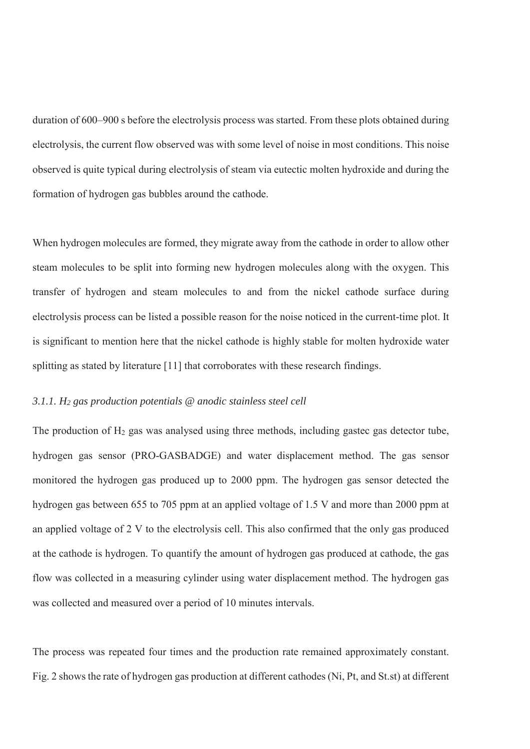duration of 600–900 s before the electrolysis process was started. From these plots obtained during electrolysis, the current flow observed was with some level of noise in most conditions. This noise observed is quite typical during electrolysis of steam via eutectic molten hydroxide and during the formation of hydrogen gas bubbles around the cathode.

When hydrogen molecules are formed, they migrate away from the cathode in order to allow other steam molecules to be split into forming new hydrogen molecules along with the oxygen. This transfer of hydrogen and steam molecules to and from the nickel cathode surface during electrolysis process can be listed a possible reason for the noise noticed in the current-time plot. It is significant to mention here that the nickel cathode is highly stable for molten hydroxide water splitting as stated by literature [11] that corroborates with these research findings.

### *3.1.1. $H_2$ gas production potentials @ anodic stainless steel cell*

The production of $H_2$ gas was analysed using three methods, including gastec gas detector tube, hydrogen gas sensor (PRO-GASBADGE) and water displacement method. The gas sensor monitored the hydrogen gas produced up to 2000 ppm. The hydrogen gas sensor detected the hydrogen gas between 655 to 705 ppm at an applied voltage of 1.5 V and more than 2000 ppm at an applied voltage of 2 V to the electrolysis cell. This also confirmed that the only gas produced at the cathode is hydrogen. To quantify the amount of hydrogen gas produced at cathode, the gas flow was collected in a measuring cylinder using water displacement method. The hydrogen gas was collected and measured over a period of 10 minutes intervals.

The process was repeated four times and the production rate remained approximately constant. Fig. 2 shows the rate of hydrogen gas production at different cathodes (Ni, Pt, and St.st) at different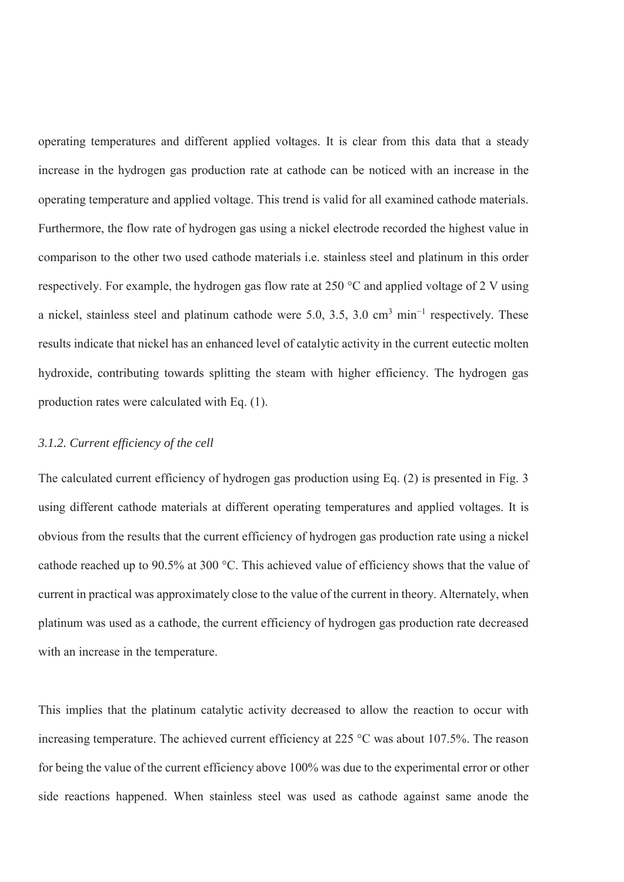operating temperatures and different applied voltages. It is clear from this data that a steady increase in the hydrogen gas production rate at cathode can be noticed with an increase in the operating temperature and applied voltage. This trend is valid for all examined cathode materials. Furthermore, the flow rate of hydrogen gas using a nickel electrode recorded the highest value in comparison to the other two used cathode materials i.e. stainless steel and platinum in this order respectively. For example, the hydrogen gas flow rate at 250 °C and applied voltage of 2 V using a nickel, stainless steel and platinum cathode were 5.0, 3.5, 3.0 $cm^3$ $min^{-1}$ respectively. These results indicate that nickel has an enhanced level of catalytic activity in the current eutectic molten hydroxide, contributing towards splitting the steam with higher efficiency. The hydrogen gas production rates were calculated with Eq. (1).

### *3.1.2. Current efficiency of the cell*

The calculated current efficiency of hydrogen gas production using Eq. (2) is presented in Fig. 3 using different cathode materials at different operating temperatures and applied voltages. It is obvious from the results that the current efficiency of hydrogen gas production rate using a nickel cathode reached up to 90.5% at 300 °C. This achieved value of efficiency shows that the value of current in practical was approximately close to the value of the current in theory. Alternately, when platinum was used as a cathode, the current efficiency of hydrogen gas production rate decreased with an increase in the temperature.

This implies that the platinum catalytic activity decreased to allow the reaction to occur with increasing temperature. The achieved current efficiency at 225 °C was about 107.5%. The reason for being the value of the current efficiency above 100% was due to the experimental error or other side reactions happened. When stainless steel was used as cathode against same anode the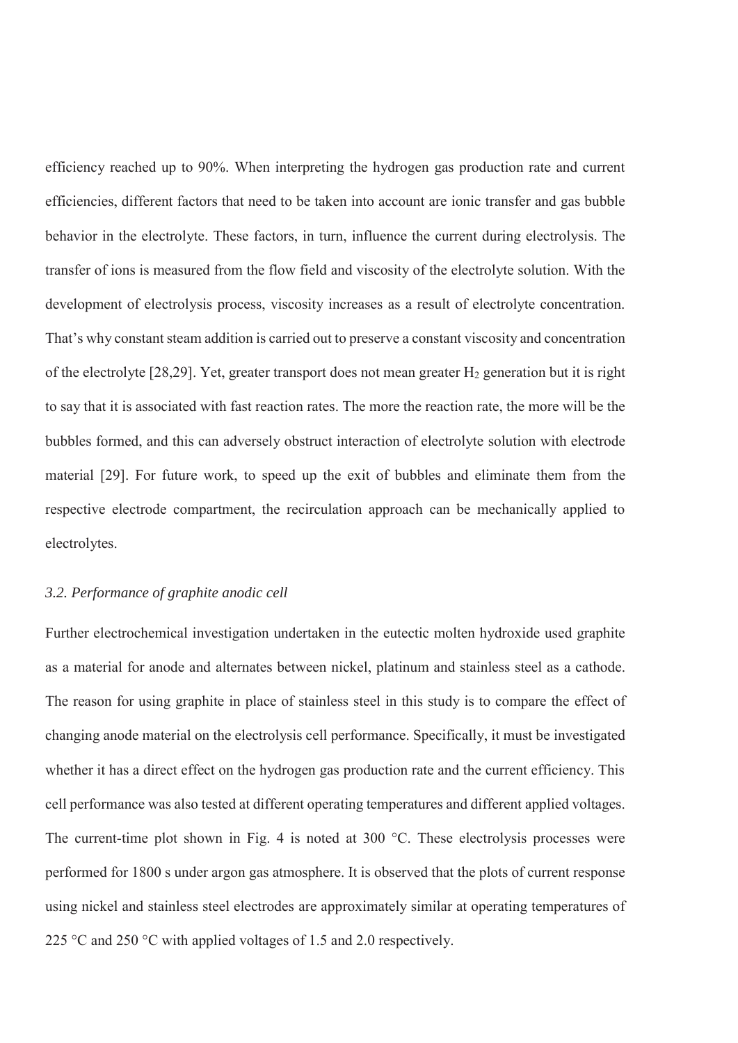efficiency reached up to 90%. When interpreting the hydrogen gas production rate and current efficiencies, different factors that need to be taken into account are ionic transfer and gas bubble behavior in the electrolyte. These factors, in turn, influence the current during electrolysis. The transfer of ions is measured from the flow field and viscosity of the electrolyte solution. With the development of electrolysis process, viscosity increases as a result of electrolyte concentration. That's why constant steam addition is carried out to preserve a constant viscosity and concentration of the electrolyte [28,29]. Yet, greater transport does not mean greater $H_2$ generation but it is right to say that it is associated with fast reaction rates. The more the reaction rate, the more will be the bubbles formed, and this can adversely obstruct interaction of electrolyte solution with electrode material [29]. For future work, to speed up the exit of bubbles and eliminate them from the respective electrode compartment, the recirculation approach can be mechanically applied to electrolytes.

### *3.2. Performance of graphite anodic cell*

Further electrochemical investigation undertaken in the eutectic molten hydroxide used graphite as a material for anode and alternates between nickel, platinum and stainless steel as a cathode. The reason for using graphite in place of stainless steel in this study is to compare the effect of changing anode material on the electrolysis cell performance. Specifically, it must be investigated whether it has a direct effect on the hydrogen gas production rate and the current efficiency. This cell performance was also tested at different operating temperatures and different applied voltages. The current-time plot shown in Fig. 4 is noted at 300 °C. These electrolysis processes were performed for 1800 s under argon gas atmosphere. It is observed that the plots of current response using nickel and stainless steel electrodes are approximately similar at operating temperatures of 225 °C and 250 °C with applied voltages of 1.5 and 2.0 respectively.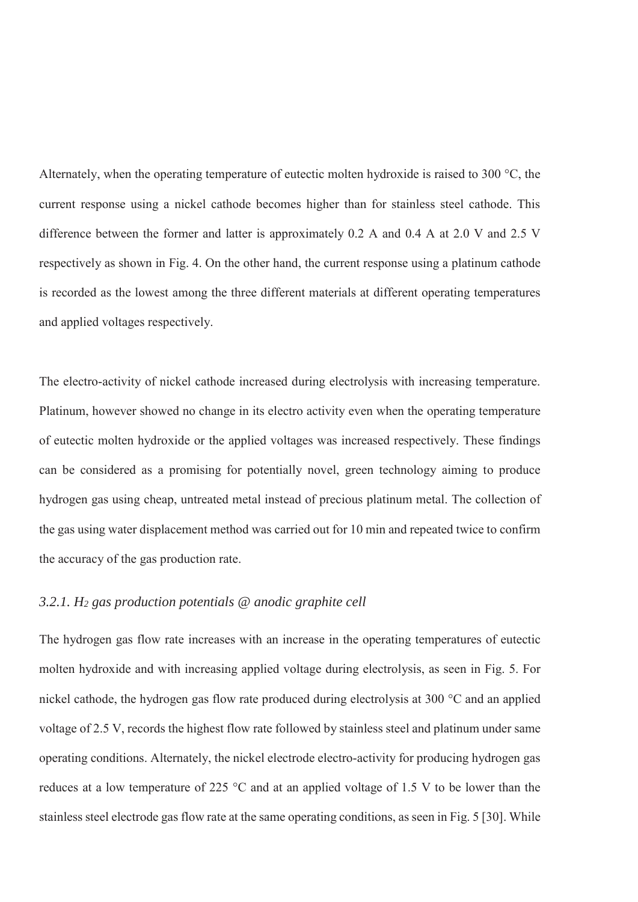Alternately, when the operating temperature of eutectic molten hydroxide is raised to 300 °C, the current response using a nickel cathode becomes higher than for stainless steel cathode. This difference between the former and latter is approximately 0.2 A and 0.4 A at 2.0 V and 2.5 V respectively as shown in Fig. 4. On the other hand, the current response using a platinum cathode is recorded as the lowest among the three different materials at different operating temperatures and applied voltages respectively.

The electro-activity of nickel cathode increased during electrolysis with increasing temperature. Platinum, however showed no change in its electro activity even when the operating temperature of eutectic molten hydroxide or the applied voltages was increased respectively. These findings can be considered as a promising for potentially novel, green technology aiming to produce hydrogen gas using cheap, untreated metal instead of precious platinum metal. The collection of the gas using water displacement method was carried out for 10 min and repeated twice to confirm the accuracy of the gas production rate.

### *3.2.1. $H_2$ gas production potentials @ anodic graphite cell*

The hydrogen gas flow rate increases with an increase in the operating temperatures of eutectic molten hydroxide and with increasing applied voltage during electrolysis, as seen in Fig. 5. For nickel cathode, the hydrogen gas flow rate produced during electrolysis at 300 °C and an applied voltage of 2.5 V, records the highest flow rate followed by stainless steel and platinum under same operating conditions. Alternately, the nickel electrode electro-activity for producing hydrogen gas reduces at a low temperature of 225 °C and at an applied voltage of 1.5 V to be lower than the stainless steel electrode gas flow rate at the same operating conditions, as seen in Fig. 5 [30]. While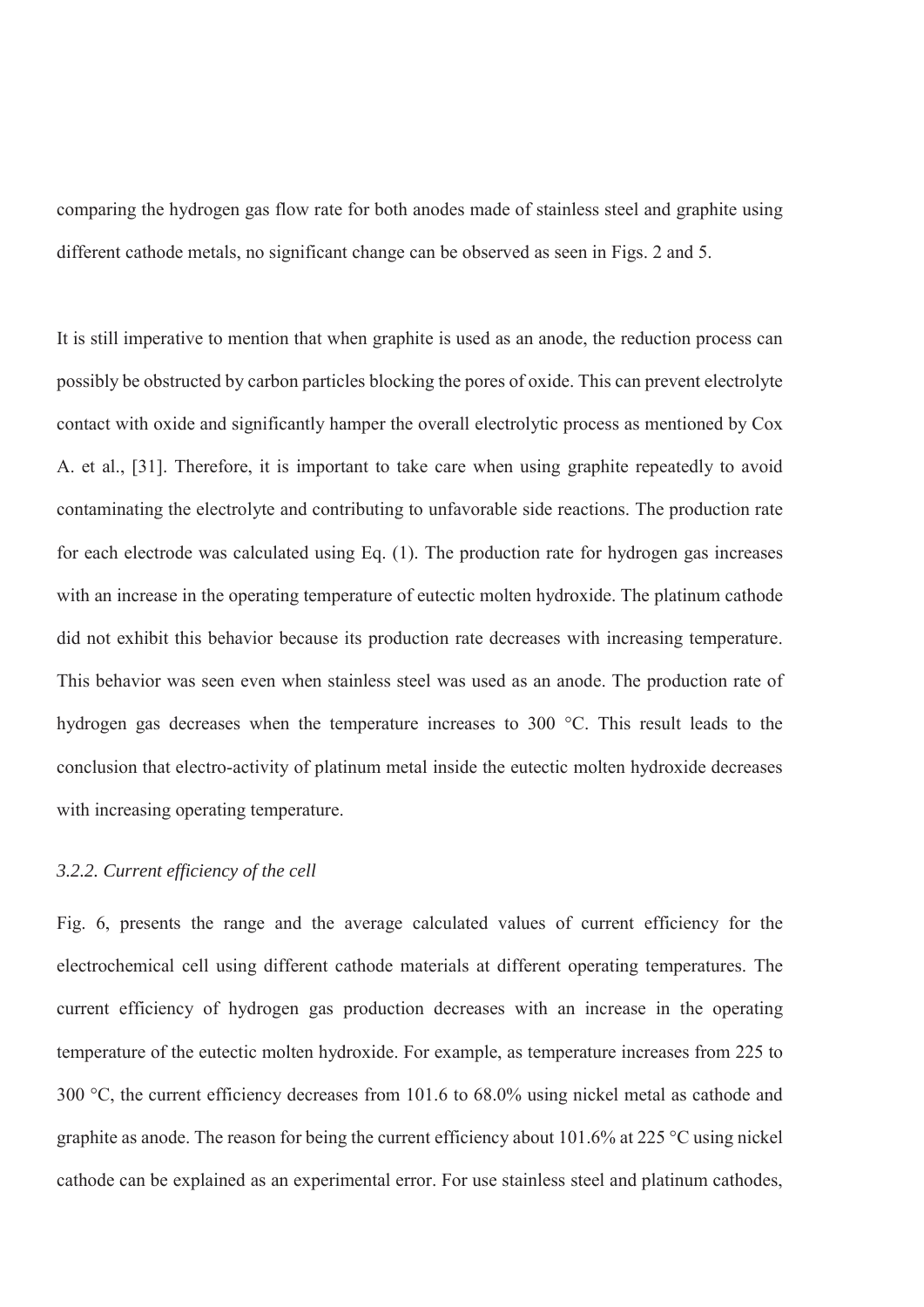comparing the hydrogen gas flow rate for both anodes made of stainless steel and graphite using different cathode metals, no significant change can be observed as seen in Figs. 2 and 5.

It is still imperative to mention that when graphite is used as an anode, the reduction process can possibly be obstructed by carbon particles blocking the pores of oxide. This can prevent electrolyte contact with oxide and significantly hamper the overall electrolytic process as mentioned by Cox A. et al., [31]. Therefore, it is important to take care when using graphite repeatedly to avoid contaminating the electrolyte and contributing to unfavorable side reactions. The production rate for each electrode was calculated using Eq. (1). The production rate for hydrogen gas increases with an increase in the operating temperature of eutectic molten hydroxide. The platinum cathode did not exhibit this behavior because its production rate decreases with increasing temperature. This behavior was seen even when stainless steel was used as an anode. The production rate of hydrogen gas decreases when the temperature increases to 300 °C. This result leads to the conclusion that electro-activity of platinum metal inside the eutectic molten hydroxide decreases with increasing operating temperature.

### *3.2.2. Current efficiency of the cell*

Fig. 6, presents the range and the average calculated values of current efficiency for the electrochemical cell using different cathode materials at different operating temperatures. The current efficiency of hydrogen gas production decreases with an increase in the operating temperature of the eutectic molten hydroxide. For example, as temperature increases from 225 to 300 °C, the current efficiency decreases from 101.6 to 68.0% using nickel metal as cathode and graphite as anode. The reason for being the current efficiency about 101.6% at 225 °C using nickel cathode can be explained as an experimental error. For use stainless steel and platinum cathodes,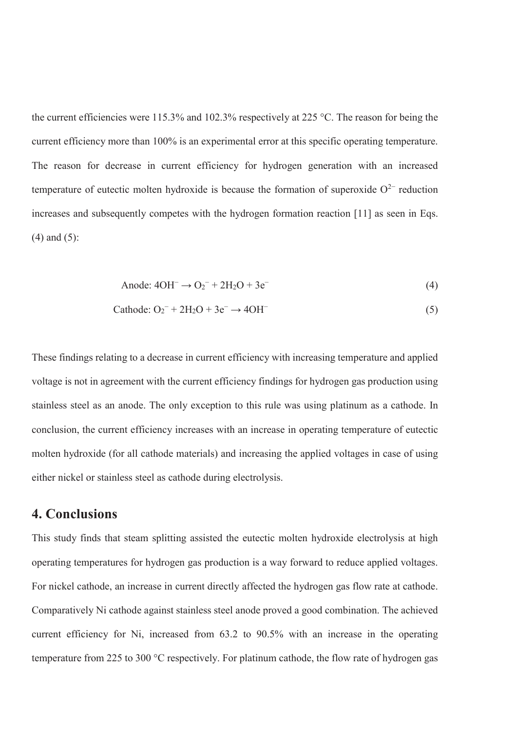the current efficiencies were 115.3% and 102.3% respectively at 225 °C. The reason for being the current efficiency more than 100% is an experimental error at this specific operating temperature. The reason for decrease in current efficiency for hydrogen generation with an increased temperature of eutectic molten hydroxide is because the formation of superoxide $O^{2-}$ reduction increases and subsequently competes with the hydrogen formation reaction [11] as seen in Eqs. (4) and (5):

$$\text{Anode: } 4OH^- \rightarrow O_2^- + 2H_2O + 3e^- \tag{4}$$

$$\text{Cathode: } O_2^- + 2H_2O + 3e^- \rightarrow 4OH^- \tag{5}$$

These findings relating to a decrease in current efficiency with increasing temperature and applied voltage is not in agreement with the current efficiency findings for hydrogen gas production using stainless steel as an anode. The only exception to this rule was using platinum as a cathode. In conclusion, the current efficiency increases with an increase in operating temperature of eutectic molten hydroxide (for all cathode materials) and increasing the applied voltages in case of using either nickel or stainless steel as cathode during electrolysis.

## 4. Conclusions

This study finds that steam splitting assisted the eutectic molten hydroxide electrolysis at high operating temperatures for hydrogen gas production is a way forward to reduce applied voltages. For nickel cathode, an increase in current directly affected the hydrogen gas flow rate at cathode. Comparatively Ni cathode against stainless steel anode proved a good combination. The achieved current efficiency for Ni, increased from 63.2 to 90.5% with an increase in the operating temperature from 225 to 300 °C respectively. For platinum cathode, the flow rate of hydrogen gas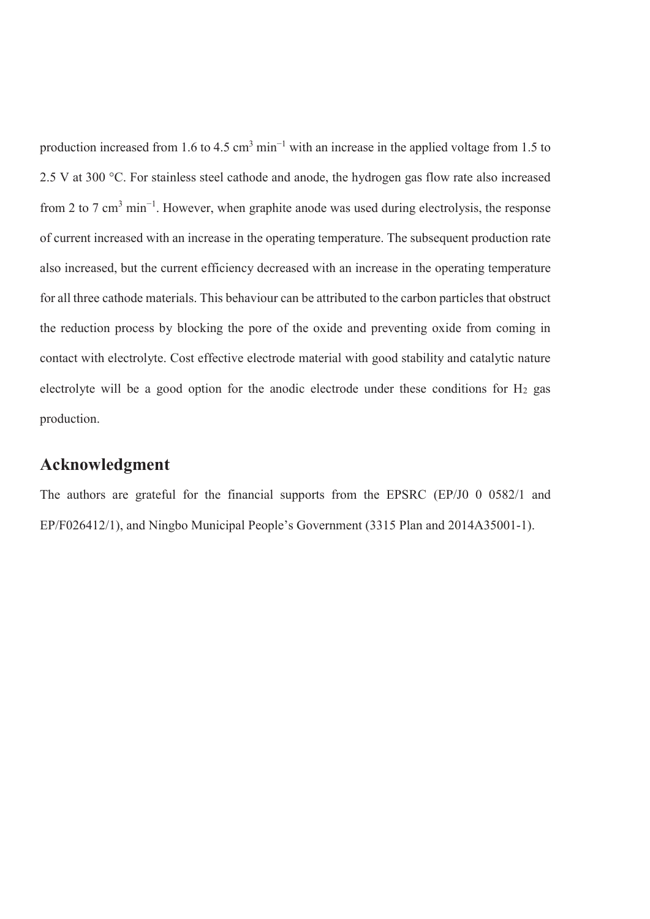production increased from 1.6 to 4.5 $cm^3$ $min^{-1}$ with an increase in the applied voltage from 1.5 to 2.5 V at 300 °C. For stainless steel cathode and anode, the hydrogen gas flow rate also increased from 2 to 7 $cm^3$ $min^{-1}$. However, when graphite anode was used during electrolysis, the response of current increased with an increase in the operating temperature. The subsequent production rate also increased, but the current efficiency decreased with an increase in the operating temperature for all three cathode materials. This behaviour can be attributed to the carbon particles that obstruct the reduction process by blocking the pore of the oxide and preventing oxide from coming in contact with electrolyte. Cost effective electrode material with good stability and catalytic nature electrolyte will be a good option for the anodic electrode under these conditions for $H_2$ gas production.

## Acknowledgment

The authors are grateful for the financial supports from the EPSRC (EP/J0 0 0582/1 and EP/F026412/1), and Ningbo Municipal People's Government (3315 Plan and 2014A35001-1).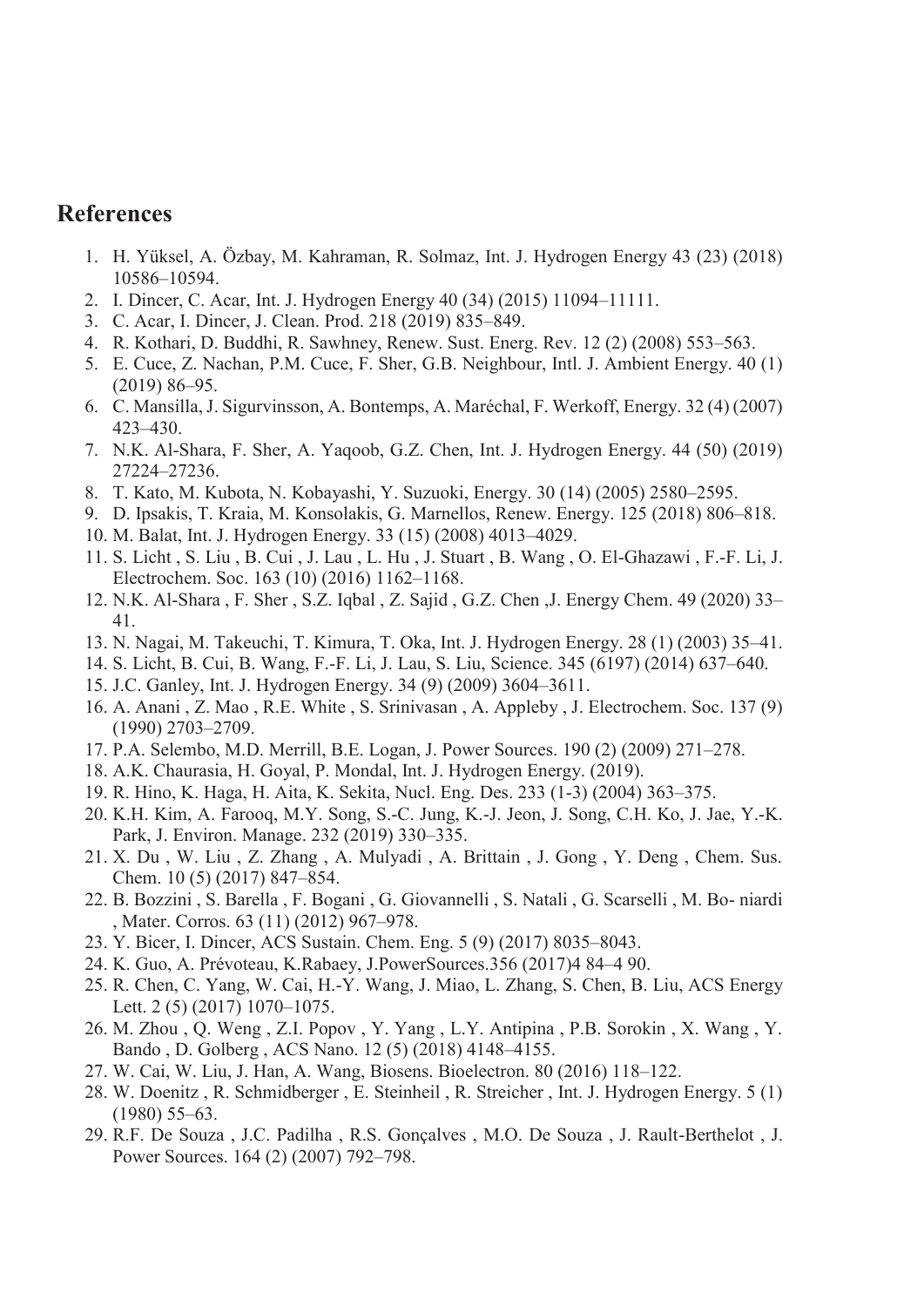## References

1. H. Yüksel, A. Özbay, M. Kahraman, R. Solmaz, Int. J. Hydrogen Energy 43 (23) (2018) 10586–10594.
2. I. Dincer, C. Acar, Int. J. Hydrogen Energy 40 (34) (2015) 11094–11111.
3. C. Acar, I. Dincer, J. Clean. Prod. 218 (2019) 835–849.
4. R. Kothari, D. Buddhi, R. Sawhney, Renew. Sust. Energ. Rev. 12 (2) (2008) 553–563.
5. E. Cuce, Z. Nachan, P.M. Cuce, F. Sher, G.B. Neighbour, Intl. J. Ambient Energy. 40 (1) (2019) 86–95.
6. C. Mansilla, J. Sigurvinsson, A. Bontemps, A. Maréchal, F. Werkoff, Energy. 32 (4) (2007) 423–430.
7. N.K. Al-Shara, F. Sher, A. Yaqoob, G.Z. Chen, Int. J. Hydrogen Energy. 44 (50) (2019) 27224–27236.
8. T. Kato, M. Kubota, N. Kobayashi, Y. Suzuoki, Energy. 30 (14) (2005) 2580–2595.
9. D. Ipsakis, T. Kraia, M. Konsolakis, G. Marnellos, Renew. Energy. 125 (2018) 806–818.
10. M. Balat, Int. J. Hydrogen Energy. 33 (15) (2008) 4013–4029.
11. S. Licht , S. Liu , B. Cui , J. Lau , L. Hu , J. Stuart , B. Wang , O. El-Ghazawi , F.-F. Li, J. Electrochem. Soc. 163 (10) (2016) 1162–1168.
12. N.K. Al-Shara , F. Sher , S.Z. Iqbal , Z. Sajid , G.Z. Chen ,J. Energy Chem. 49 (2020) 33–41.
13. N. Nagai, M. Takeuchi, T. Kimura, T. Oka, Int. J. Hydrogen Energy. 28 (1) (2003) 35–41.
14. S. Licht, B. Cui, B. Wang, F.-F. Li, J. Lau, S. Liu, Science. 345 (6197) (2014) 637–640.
15. J.C. Ganley, Int. J. Hydrogen Energy. 34 (9) (2009) 3604–3611.
16. A. Anani , Z. Mao , R.E. White , S. Srinivasan , A. Appleby , J. Electrochem. Soc. 137 (9) (1990) 2703–2709.
17. P.A. Selembo, M.D. Merrill, B.E. Logan, J. Power Sources. 190 (2) (2009) 271–278.
18. A.K. Chaurasia, H. Goyal, P. Mondal, Int. J. Hydrogen Energy. (2019).
19. R. Hino, K. Haga, H. Aita, K. Sekita, Nucl. Eng. Des. 233 (1-3) (2004) 363–375.
20. K.H. Kim, A. Farooq, M.Y. Song, S.-C. Jung, K.-J. Jeon, J. Song, C.H. Ko, J. Jae, Y.-K. Park, J. Environ. Manage. 232 (2019) 330–335.
21. X. Du , W. Liu , Z. Zhang , A. Mulyadi , A. Brittain , J. Gong , Y. Deng , Chem. Sus. Chem. 10 (5) (2017) 847–854.
22. B. Bozzini , S. Barella , F. Bogani , G. Giovannelli , S. Natali , G. Scarselli , M. Bo- niardi , Mater. Corros. 63 (11) (2012) 967–978.
23. Y. Bicer, I. Dincer, ACS Sustain. Chem. Eng. 5 (9) (2017) 8035–8043.
24. K. Guo, A. Prévoteau, K.Rabaey, J.PowerSources.356 (2017)4 84–4 90.
25. R. Chen, C. Yang, W. Cai, H.-Y. Wang, J. Miao, L. Zhang, S. Chen, B. Liu, ACS Energy Lett. 2 (5) (2017) 1070–1075.
26. M. Zhou , Q. Weng , Z.I. Popov , Y. Yang , L.Y. Antipina , P.B. Sorokin , X. Wang , Y. Bando , D. Golberg , ACS Nano. 12 (5) (2018) 4148–4155.
27. W. Cai, W. Liu, J. Han, A. Wang, Biosens. Bioelectron. 80 (2016) 118–122.
28. W. Doenitz , R. Schmidberger , E. Steinheil , R. Streicher , Int. J. Hydrogen Energy. 5 (1) (1980) 55–63.
29. R.F. De Souza , J.C. Padilha , R.S. Gonçalves , M.O. De Souza , J. Rault-Berthelot , J. Power Sources. 164 (2) (2007) 792–798.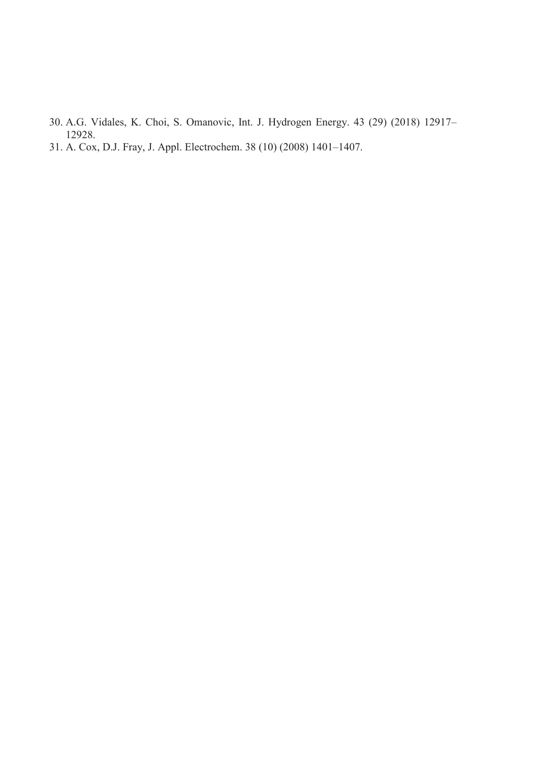30. A.G. Vidales, K. Choi, S. Omanovic, Int. J. Hydrogen Energy. 43 (29) (2018) 12917–12928.
31. A. Cox, D.J. Fray, J. Appl. Electrochem. 38 (10) (2008) 1401–1407.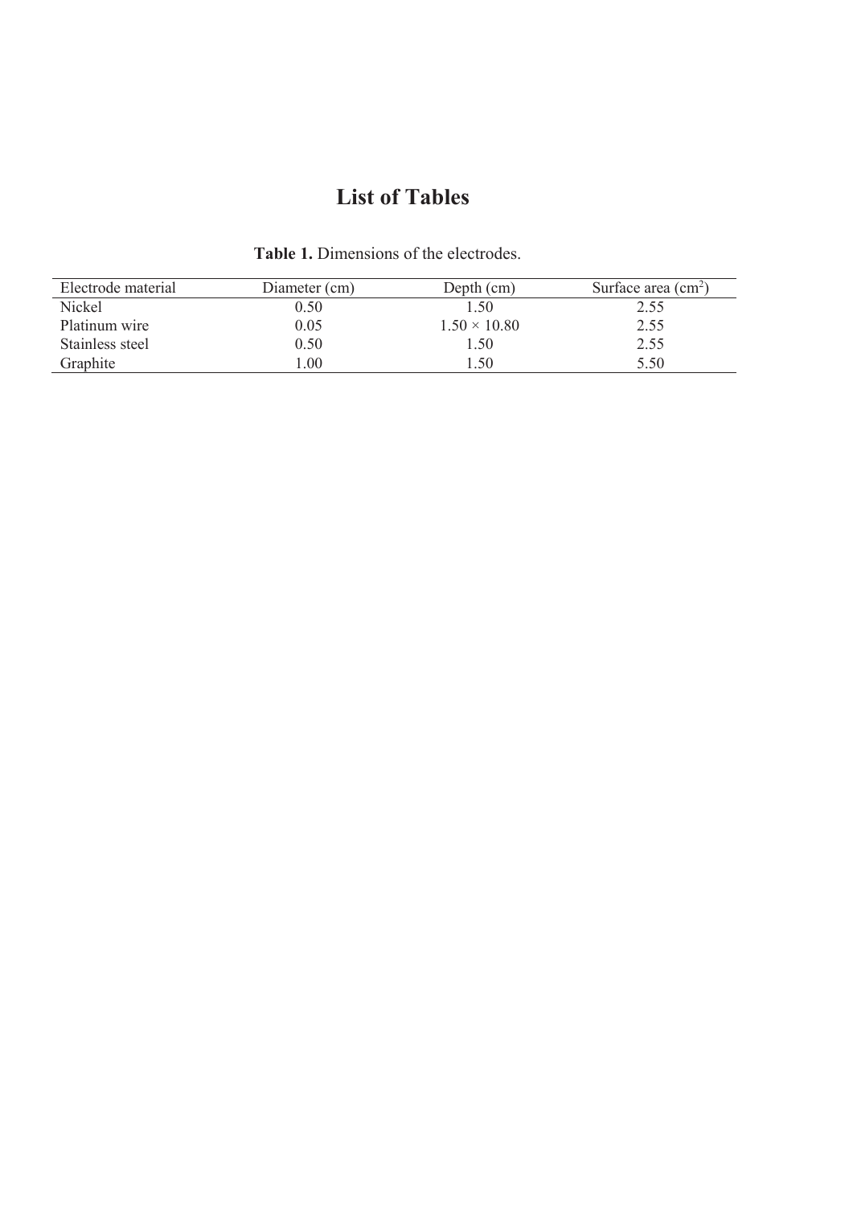# List of Tables

**Table 1.** Dimensions of the electrodes.

| Electrode material | Diameter (cm) | Depth (cm) | Surface area ($cm^2$) |
|---|---|---|---|
| Nickel | 0.50 | 1.50 | 2.55 |
| Platinum wire | 0.05 | 1.50 × 10.80 | 2.55 |
| Stainless steel | 0.50 | 1.50 | 2.55 |
| Graphite | 1.00 | 1.50 | 5.50 |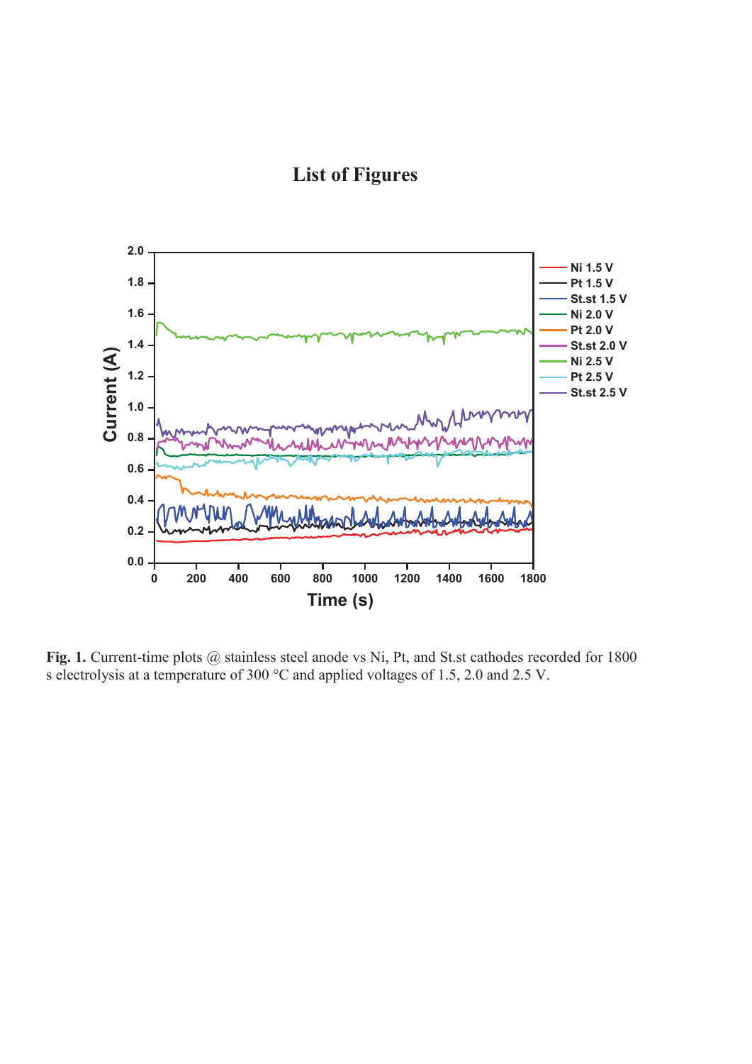# List of Figures

**Fig. 1.** Current-time plots @ stainless steel anode vs Ni, Pt, and St.st cathodes recorded for 1800 s electrolysis at a temperature of 300 °C and applied voltages of 1.5, 2.0 and 2.5 V.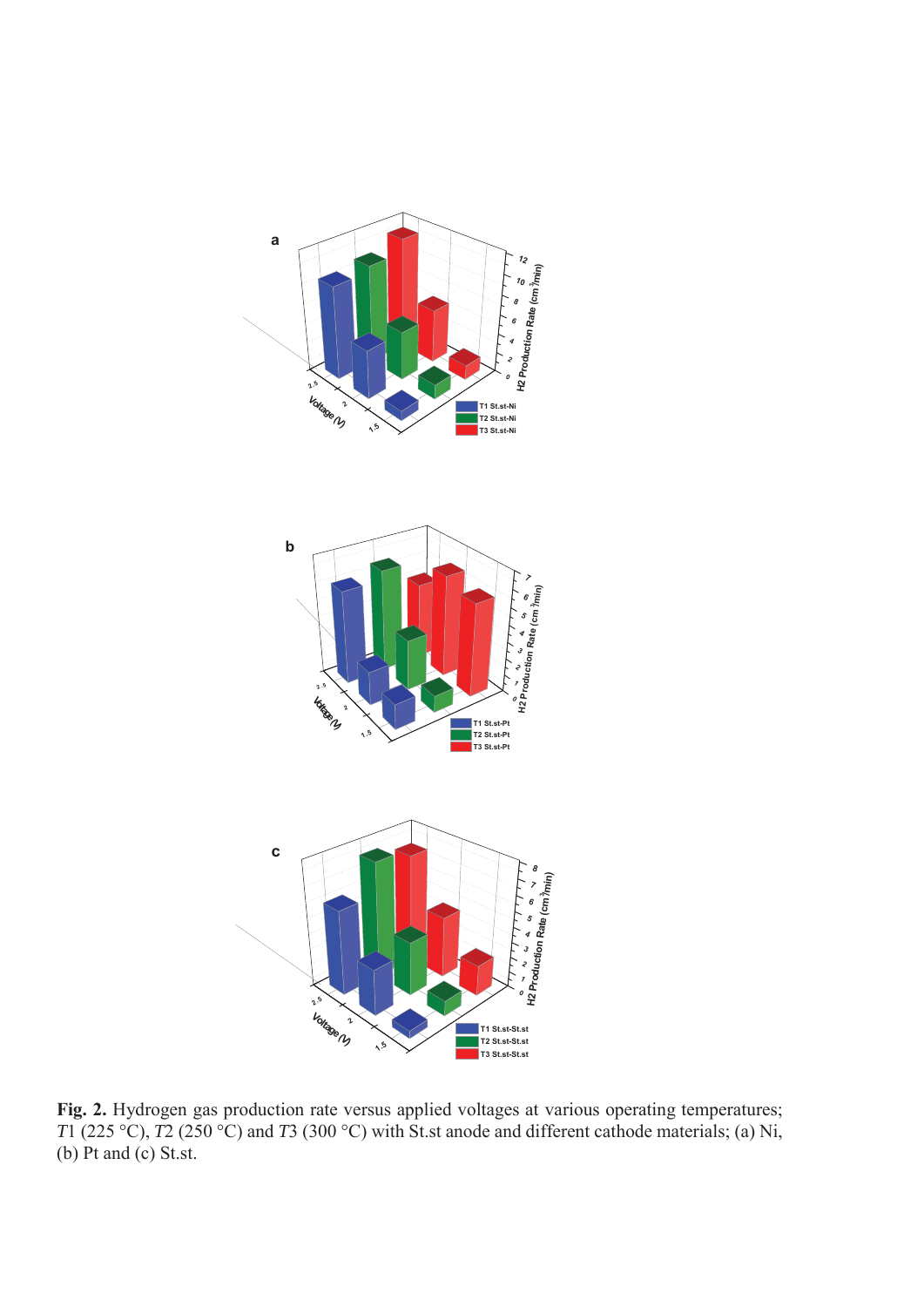**Fig. 2.** Hydrogen gas production rate versus applied voltages at various operating temperatures; *T*1 (225 °C), *T*2 (250 °C) and *T*3 (300 °C) with St.st anode and different cathode materials; (a) Ni, (b) Pt and (c) St.st.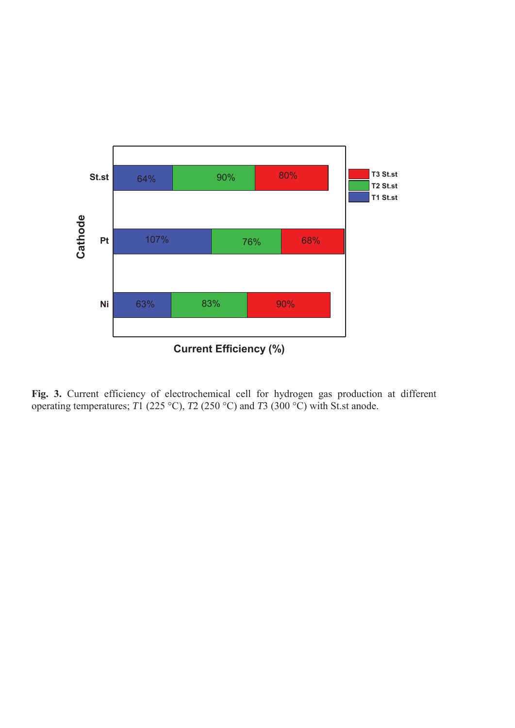**Fig. 3.** Current efficiency of electrochemical cell for hydrogen gas production at different operating temperatures; *T*1 (225 °C), *T*2 (250 °C) and *T*3 (300 °C) with St.st anode.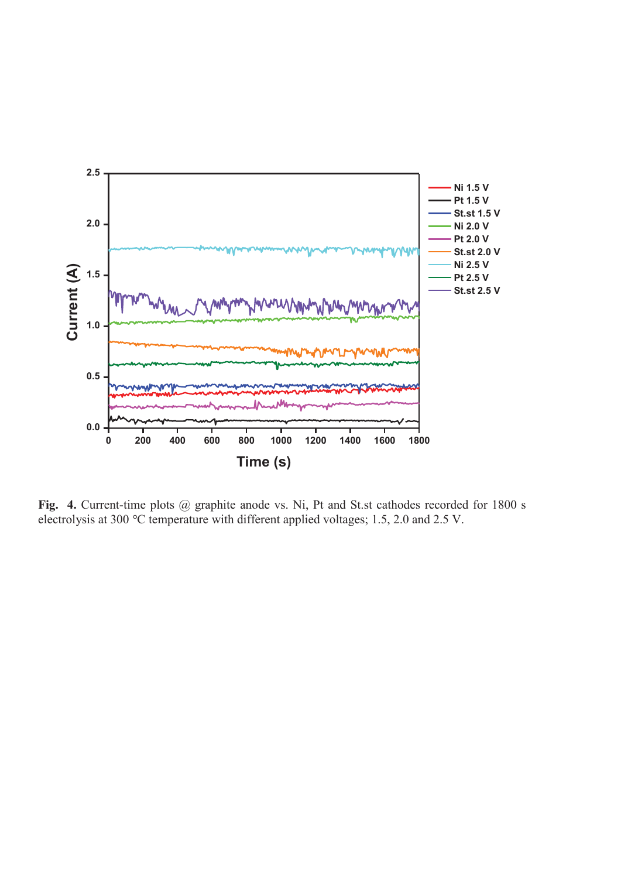**Fig. 4.** Current-time plots @ graphite anode vs. Ni, Pt and St.st cathodes recorded for 1800 s electrolysis at 300 °C temperature with different applied voltages; 1.5, 2.0 and 2.5 V.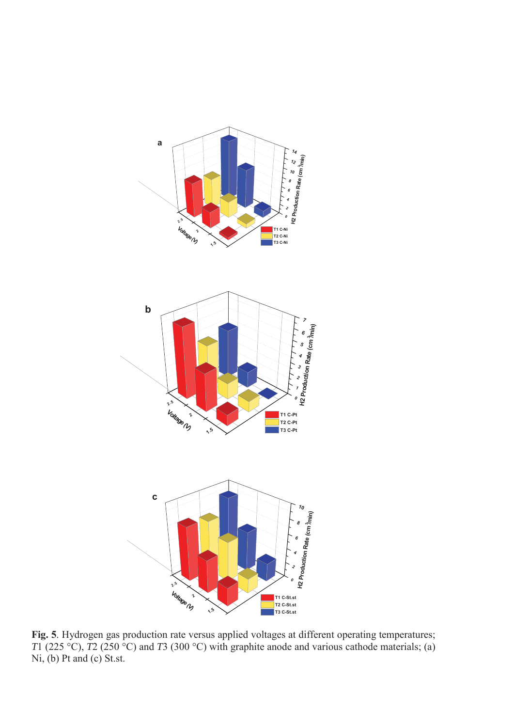**Fig. 5**. Hydrogen gas production rate versus applied voltages at different operating temperatures; *T*1 (225 °C), *T*2 (250 °C) and *T*3 (300 °C) with graphite anode and various cathode materials; (a) Ni, (b) Pt and (c) St.st.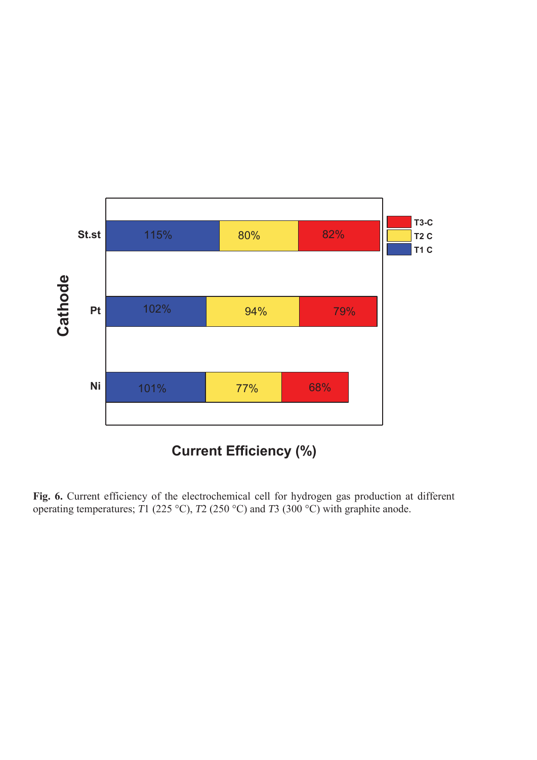**Fig. 6.** Current efficiency of the electrochemical cell for hydrogen gas production at different operating temperatures; *T*1 (225 °C), *T*2 (250 °C) and *T*3 (300 °C) with graphite anode.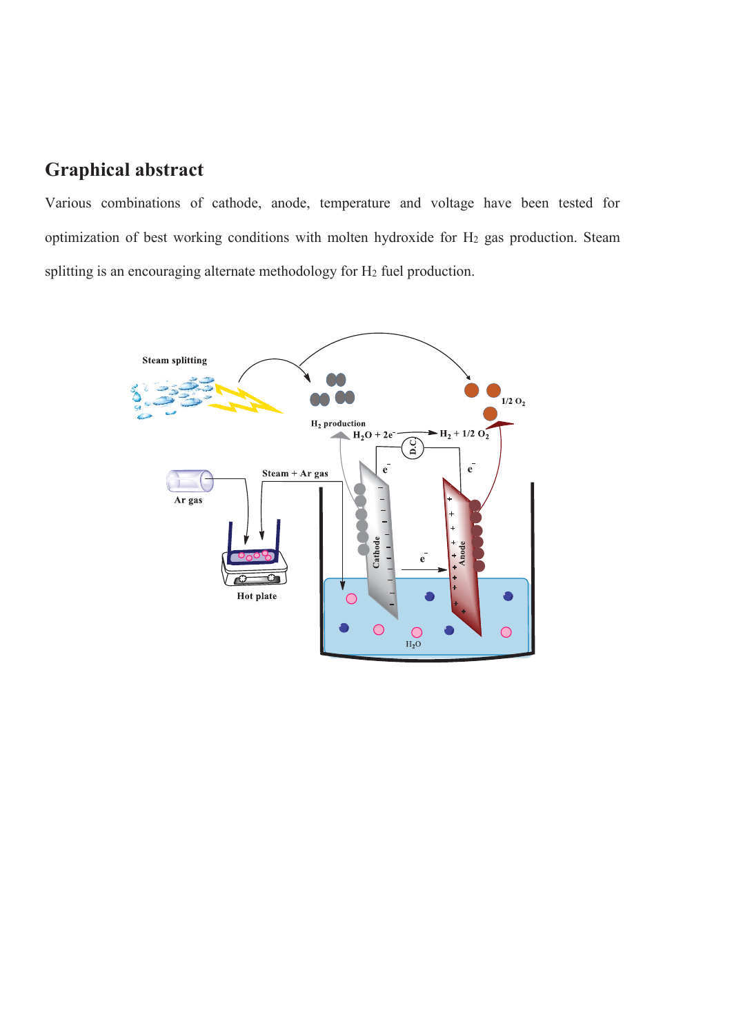## Graphical abstract

Various combinations of cathode, anode, temperature and voltage have been tested for optimization of best working conditions with molten hydroxide for $H_2$ gas production. Steam splitting is an encouraging alternate methodology for $H_2$ fuel production.

Steam splitting

$H_2$ production

1/2 $O_2$

$H_2O + 2e^-$

$H_2 + 1/2\ O_2$

D.C

Ar gas

Steam + Ar gas

Hot plate

Cathode

Anode

$H_2O$